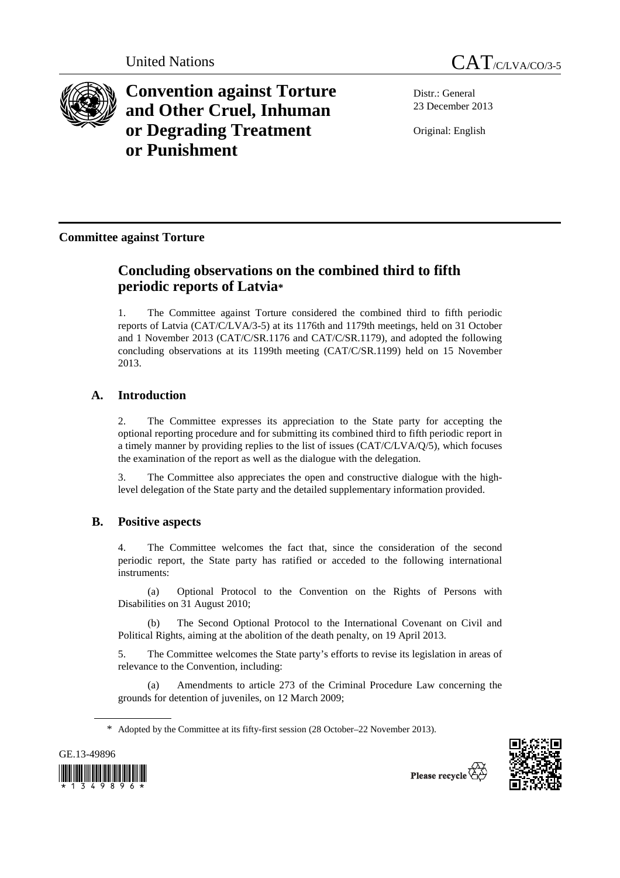United Nations CAT/C/LVA/CO/3-5

# Convention against Torture and Other Cruel, Inhuman or Degrading Treatment or Punishment

Distr.: General
23 December 2013

Original: English

**Committee against Torture**

## Concluding observations on the combined third to fifth periodic reports of Latvia*

1. The Committee against Torture considered the combined third to fifth periodic reports of Latvia (CAT/C/LVA/3-5) at its 1176th and 1179th meetings, held on 31 October and 1 November 2013 (CAT/C/SR.1176 and CAT/C/SR.1179), and adopted the following concluding observations at its 1199th meeting (CAT/C/SR.1199) held on 15 November 2013.

### A. Introduction

2. The Committee expresses its appreciation to the State party for accepting the optional reporting procedure and for submitting its combined third to fifth periodic report in a timely manner by providing replies to the list of issues (CAT/C/LVA/Q/5), which focuses the examination of the report as well as the dialogue with the delegation.

3. The Committee also appreciates the open and constructive dialogue with the high-level delegation of the State party and the detailed supplementary information provided.

### B. Positive aspects

4. The Committee welcomes the fact that, since the consideration of the second periodic report, the State party has ratified or acceded to the following international instruments:

(a) Optional Protocol to the Convention on the Rights of Persons with Disabilities on 31 August 2010;

(b) The Second Optional Protocol to the International Covenant on Civil and Political Rights, aiming at the abolition of the death penalty, on 19 April 2013.

5. The Committee welcomes the State party's efforts to revise its legislation in areas of relevance to the Convention, including:

(a) Amendments to article 273 of the Criminal Procedure Law concerning the grounds for detention of juveniles, on 12 March 2009;

* Adopted by the Committee at its fifty-first session (28 October–22 November 2013).

GE.13-49896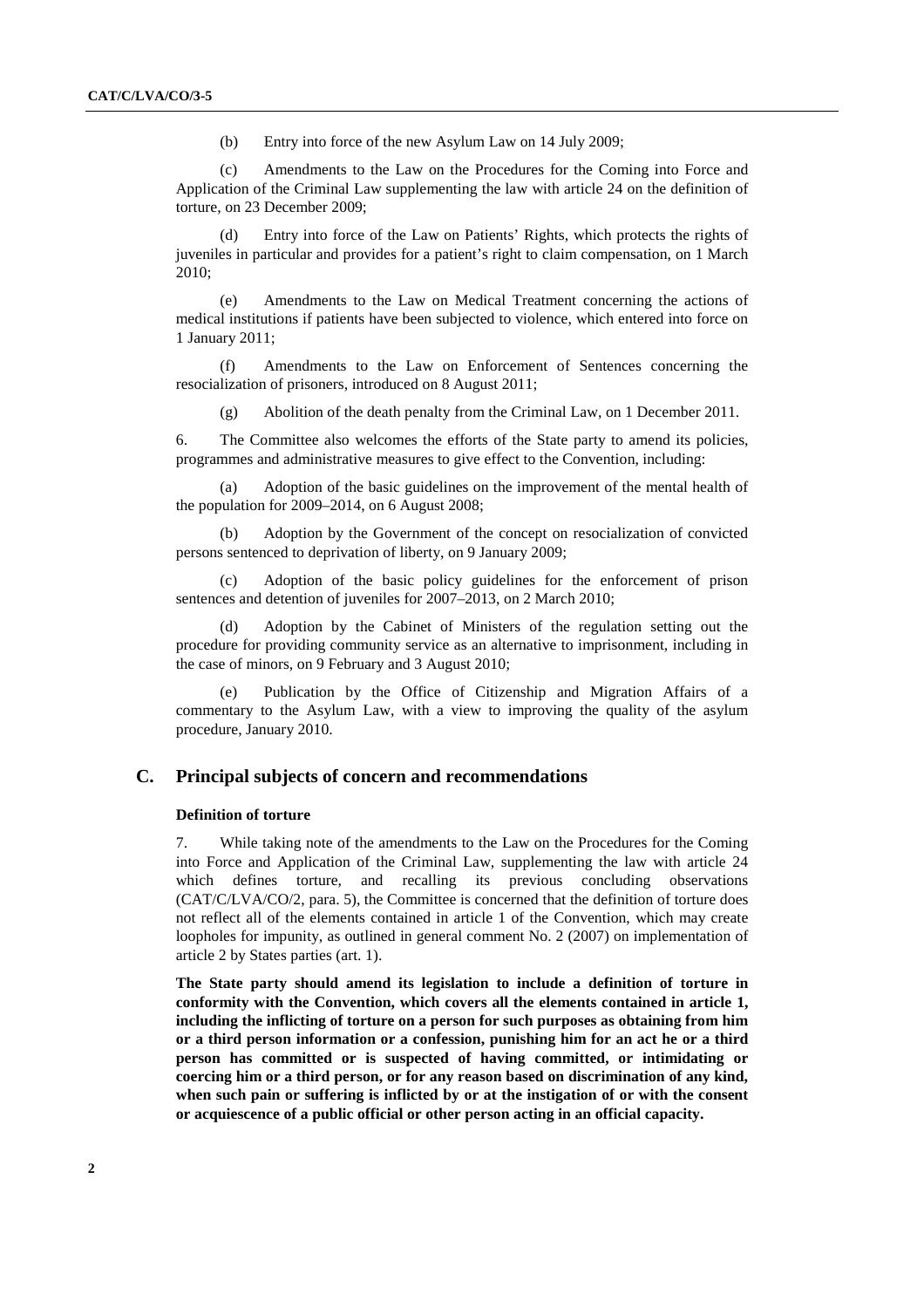(b) Entry into force of the new Asylum Law on 14 July 2009;

(c) Amendments to the Law on the Procedures for the Coming into Force and Application of the Criminal Law supplementing the law with article 24 on the definition of torture, on 23 December 2009;

(d) Entry into force of the Law on Patients' Rights, which protects the rights of juveniles in particular and provides for a patient's right to claim compensation, on 1 March 2010;

(e) Amendments to the Law on Medical Treatment concerning the actions of medical institutions if patients have been subjected to violence, which entered into force on 1 January 2011;

(f) Amendments to the Law on Enforcement of Sentences concerning the resocialization of prisoners, introduced on 8 August 2011;

(g) Abolition of the death penalty from the Criminal Law, on 1 December 2011.

6. The Committee also welcomes the efforts of the State party to amend its policies, programmes and administrative measures to give effect to the Convention, including:

(a) Adoption of the basic guidelines on the improvement of the mental health of the population for 2009–2014, on 6 August 2008;

(b) Adoption by the Government of the concept on resocialization of convicted persons sentenced to deprivation of liberty, on 9 January 2009;

(c) Adoption of the basic policy guidelines for the enforcement of prison sentences and detention of juveniles for 2007–2013, on 2 March 2010;

(d) Adoption by the Cabinet of Ministers of the regulation setting out the procedure for providing community service as an alternative to imprisonment, including in the case of minors, on 9 February and 3 August 2010;

(e) Publication by the Office of Citizenship and Migration Affairs of a commentary to the Asylum Law, with a view to improving the quality of the asylum procedure, January 2010.

## C. Principal subjects of concern and recommendations

### Definition of torture

7. While taking note of the amendments to the Law on the Procedures for the Coming into Force and Application of the Criminal Law, supplementing the law with article 24 which defines torture, and recalling its previous concluding observations (CAT/C/LVA/CO/2, para. 5), the Committee is concerned that the definition of torture does not reflect all of the elements contained in article 1 of the Convention, which may create loopholes for impunity, as outlined in general comment No. 2 (2007) on implementation of article 2 by States parties (art. 1).

**The State party should amend its legislation to include a definition of torture in conformity with the Convention, which covers all the elements contained in article 1, including the inflicting of torture on a person for such purposes as obtaining from him or a third person information or a confession, punishing him for an act he or a third person has committed or is suspected of having committed, or intimidating or coercing him or a third person, or for any reason based on discrimination of any kind, when such pain or suffering is inflicted by or at the instigation of or with the consent or acquiescence of a public official or other person acting in an official capacity.**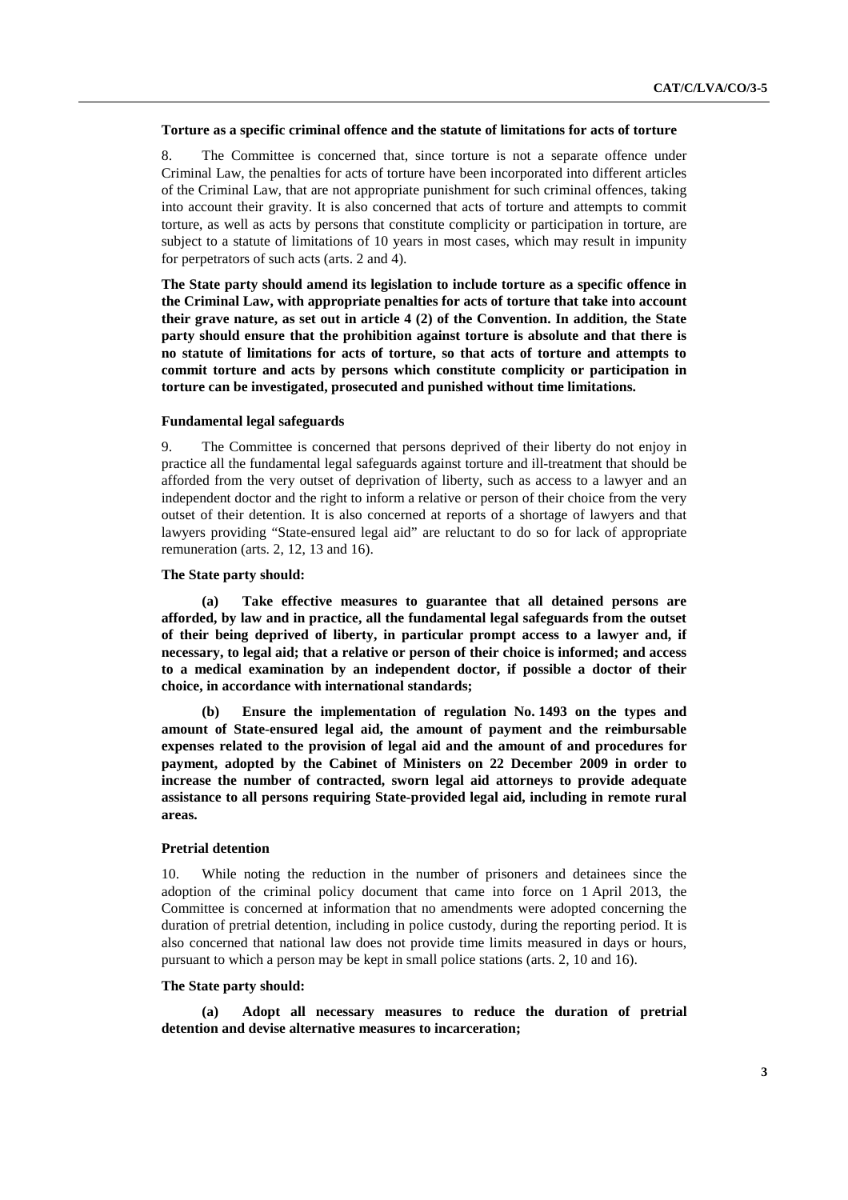### Torture as a specific criminal offence and the statute of limitations for acts of torture

8. The Committee is concerned that, since torture is not a separate offence under Criminal Law, the penalties for acts of torture have been incorporated into different articles of the Criminal Law, that are not appropriate punishment for such criminal offences, taking into account their gravity. It is also concerned that acts of torture and attempts to commit torture, as well as acts by persons that constitute complicity or participation in torture, are subject to a statute of limitations of 10 years in most cases, which may result in impunity for perpetrators of such acts (arts. 2 and 4).

**The State party should amend its legislation to include torture as a specific offence in the Criminal Law, with appropriate penalties for acts of torture that take into account their grave nature, as set out in article 4 (2) of the Convention. In addition, the State party should ensure that the prohibition against torture is absolute and that there is no statute of limitations for acts of torture, so that acts of torture and attempts to commit torture and acts by persons which constitute complicity or participation in torture can be investigated, prosecuted and punished without time limitations.**

### Fundamental legal safeguards

9. The Committee is concerned that persons deprived of their liberty do not enjoy in practice all the fundamental legal safeguards against torture and ill-treatment that should be afforded from the very outset of deprivation of liberty, such as access to a lawyer and an independent doctor and the right to inform a relative or person of their choice from the very outset of their detention. It is also concerned at reports of a shortage of lawyers and that lawyers providing "State-ensured legal aid" are reluctant to do so for lack of appropriate remuneration (arts. 2, 12, 13 and 16).

**The State party should:**

**(a) Take effective measures to guarantee that all detained persons are afforded, by law and in practice, all the fundamental legal safeguards from the outset of their being deprived of liberty, in particular prompt access to a lawyer and, if necessary, to legal aid; that a relative or person of their choice is informed; and access to a medical examination by an independent doctor, if possible a doctor of their choice, in accordance with international standards;**

**(b) Ensure the implementation of regulation No. 1493 on the types and amount of State-ensured legal aid, the amount of payment and the reimbursable expenses related to the provision of legal aid and the amount of and procedures for payment, adopted by the Cabinet of Ministers on 22 December 2009 in order to increase the number of contracted, sworn legal aid attorneys to provide adequate assistance to all persons requiring State-provided legal aid, including in remote rural areas.**

### Pretrial detention

10. While noting the reduction in the number of prisoners and detainees since the adoption of the criminal policy document that came into force on 1 April 2013, the Committee is concerned at information that no amendments were adopted concerning the duration of pretrial detention, including in police custody, during the reporting period. It is also concerned that national law does not provide time limits measured in days or hours, pursuant to which a person may be kept in small police stations (arts. 2, 10 and 16).

**The State party should:**

**(a) Adopt all necessary measures to reduce the duration of pretrial detention and devise alternative measures to incarceration;**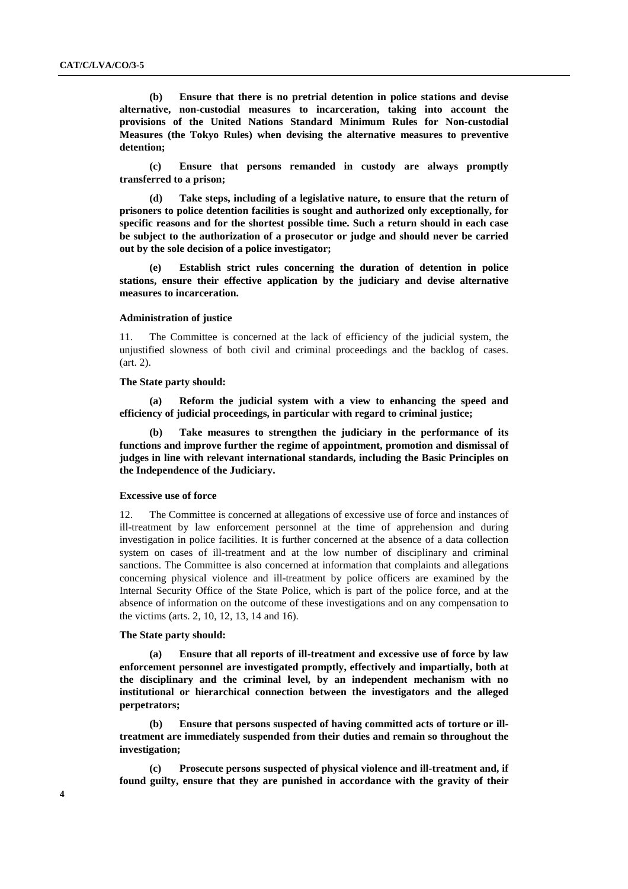**(b) Ensure that there is no pretrial detention in police stations and devise alternative, non-custodial measures to incarceration, taking into account the provisions of the United Nations Standard Minimum Rules for Non-custodial Measures (the Tokyo Rules) when devising the alternative measures to preventive detention;**

**(c) Ensure that persons remanded in custody are always promptly transferred to a prison;**

**(d) Take steps, including of a legislative nature, to ensure that the return of prisoners to police detention facilities is sought and authorized only exceptionally, for specific reasons and for the shortest possible time. Such a return should in each case be subject to the authorization of a prosecutor or judge and should never be carried out by the sole decision of a police investigator;**

**(e) Establish strict rules concerning the duration of detention in police stations, ensure their effective application by the judiciary and devise alternative measures to incarceration.**

#### Administration of justice

11. The Committee is concerned at the lack of efficiency of the judicial system, the unjustified slowness of both civil and criminal proceedings and the backlog of cases. (art. 2).

**The State party should:**

**(a) Reform the judicial system with a view to enhancing the speed and efficiency of judicial proceedings, in particular with regard to criminal justice;**

**(b) Take measures to strengthen the judiciary in the performance of its functions and improve further the regime of appointment, promotion and dismissal of judges in line with relevant international standards, including the Basic Principles on the Independence of the Judiciary.**

#### Excessive use of force

12. The Committee is concerned at allegations of excessive use of force and instances of ill-treatment by law enforcement personnel at the time of apprehension and during investigation in police facilities. It is further concerned at the absence of a data collection system on cases of ill-treatment and at the low number of disciplinary and criminal sanctions. The Committee is also concerned at information that complaints and allegations concerning physical violence and ill-treatment by police officers are examined by the Internal Security Office of the State Police, which is part of the police force, and at the absence of information on the outcome of these investigations and on any compensation to the victims (arts. 2, 10, 12, 13, 14 and 16).

**The State party should:**

**(a) Ensure that all reports of ill-treatment and excessive use of force by law enforcement personnel are investigated promptly, effectively and impartially, both at the disciplinary and the criminal level, by an independent mechanism with no institutional or hierarchical connection between the investigators and the alleged perpetrators;**

**(b) Ensure that persons suspected of having committed acts of torture or ill-treatment are immediately suspended from their duties and remain so throughout the investigation;**

**(c) Prosecute persons suspected of physical violence and ill-treatment and, if found guilty, ensure that they are punished in accordance with the gravity of their**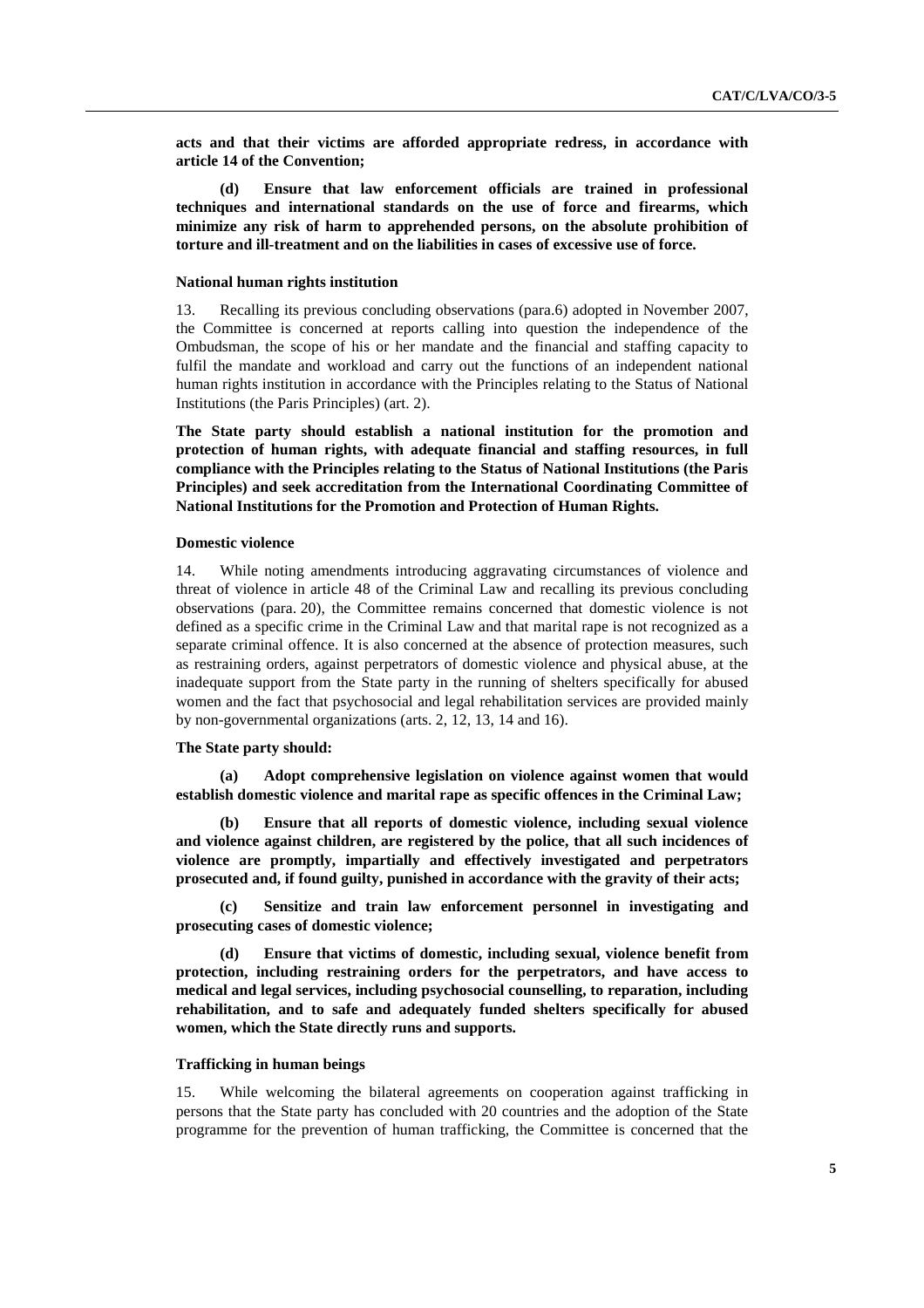**acts and that their victims are afforded appropriate redress, in accordance with article 14 of the Convention;**

**(d) Ensure that law enforcement officials are trained in professional techniques and international standards on the use of force and firearms, which minimize any risk of harm to apprehended persons, on the absolute prohibition of torture and ill-treatment and on the liabilities in cases of excessive use of force.**

#### National human rights institution

13. Recalling its previous concluding observations (para.6) adopted in November 2007, the Committee is concerned at reports calling into question the independence of the Ombudsman, the scope of his or her mandate and the financial and staffing capacity to fulfil the mandate and workload and carry out the functions of an independent national human rights institution in accordance with the Principles relating to the Status of National Institutions (the Paris Principles) (art. 2).

**The State party should establish a national institution for the promotion and protection of human rights, with adequate financial and staffing resources, in full compliance with the Principles relating to the Status of National Institutions (the Paris Principles) and seek accreditation from the International Coordinating Committee of National Institutions for the Promotion and Protection of Human Rights.**

#### Domestic violence

14. While noting amendments introducing aggravating circumstances of violence and threat of violence in article 48 of the Criminal Law and recalling its previous concluding observations (para. 20), the Committee remains concerned that domestic violence is not defined as a specific crime in the Criminal Law and that marital rape is not recognized as a separate criminal offence. It is also concerned at the absence of protection measures, such as restraining orders, against perpetrators of domestic violence and physical abuse, at the inadequate support from the State party in the running of shelters specifically for abused women and the fact that psychosocial and legal rehabilitation services are provided mainly by non-governmental organizations (arts. 2, 12, 13, 14 and 16).

**The State party should:**

**(a) Adopt comprehensive legislation on violence against women that would establish domestic violence and marital rape as specific offences in the Criminal Law;**

**(b) Ensure that all reports of domestic violence, including sexual violence and violence against children, are registered by the police, that all such incidences of violence are promptly, impartially and effectively investigated and perpetrators prosecuted and, if found guilty, punished in accordance with the gravity of their acts;**

**(c) Sensitize and train law enforcement personnel in investigating and prosecuting cases of domestic violence;**

**(d) Ensure that victims of domestic, including sexual, violence benefit from protection, including restraining orders for the perpetrators, and have access to medical and legal services, including psychosocial counselling, to reparation, including rehabilitation, and to safe and adequately funded shelters specifically for abused women, which the State directly runs and supports.**

#### Trafficking in human beings

15. While welcoming the bilateral agreements on cooperation against trafficking in persons that the State party has concluded with 20 countries and the adoption of the State programme for the prevention of human trafficking, the Committee is concerned that the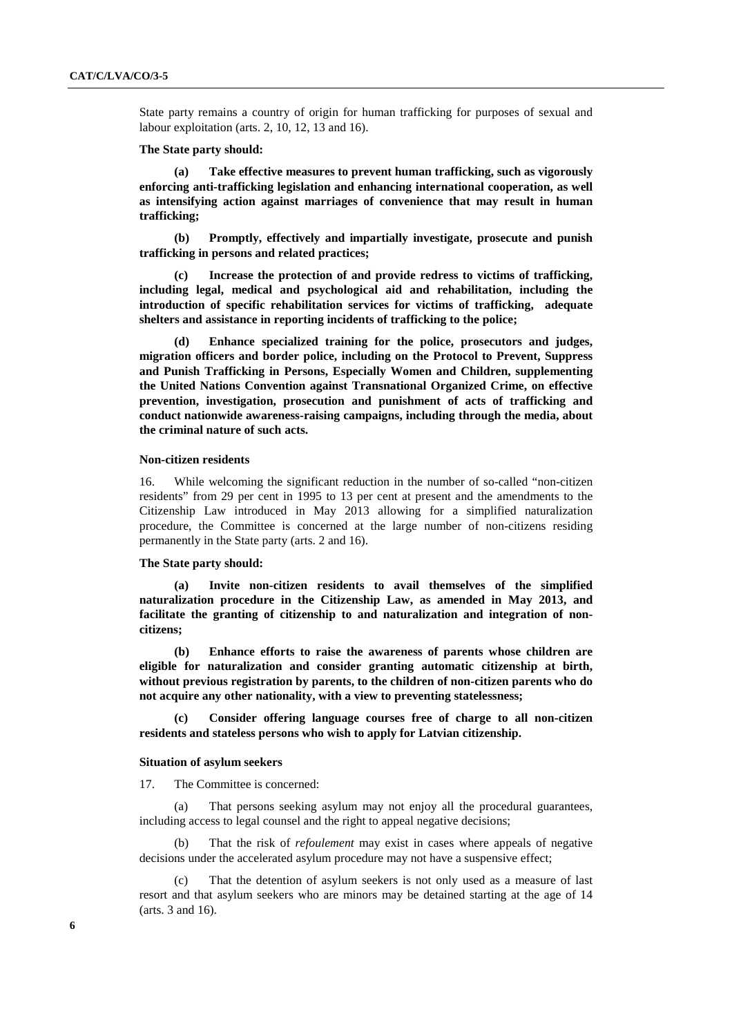State party remains a country of origin for human trafficking for purposes of sexual and labour exploitation (arts. 2, 10, 12, 13 and 16).

**The State party should:**

**(a) Take effective measures to prevent human trafficking, such as vigorously enforcing anti-trafficking legislation and enhancing international cooperation, as well as intensifying action against marriages of convenience that may result in human trafficking;**

**(b) Promptly, effectively and impartially investigate, prosecute and punish trafficking in persons and related practices;**

**(c) Increase the protection of and provide redress to victims of trafficking, including legal, medical and psychological aid and rehabilitation, including the introduction of specific rehabilitation services for victims of trafficking, adequate shelters and assistance in reporting incidents of trafficking to the police;**

**(d) Enhance specialized training for the police, prosecutors and judges, migration officers and border police, including on the Protocol to Prevent, Suppress and Punish Trafficking in Persons, Especially Women and Children, supplementing the United Nations Convention against Transnational Organized Crime, on effective prevention, investigation, prosecution and punishment of acts of trafficking and conduct nationwide awareness-raising campaigns, including through the media, about the criminal nature of such acts.**

### Non-citizen residents

16. While welcoming the significant reduction in the number of so-called "non-citizen residents" from 29 per cent in 1995 to 13 per cent at present and the amendments to the Citizenship Law introduced in May 2013 allowing for a simplified naturalization procedure, the Committee is concerned at the large number of non-citizens residing permanently in the State party (arts. 2 and 16).

**The State party should:**

**(a) Invite non-citizen residents to avail themselves of the simplified naturalization procedure in the Citizenship Law, as amended in May 2013, and facilitate the granting of citizenship to and naturalization and integration of non-citizens;**

**(b) Enhance efforts to raise the awareness of parents whose children are eligible for naturalization and consider granting automatic citizenship at birth, without previous registration by parents, to the children of non-citizen parents who do not acquire any other nationality, with a view to preventing statelessness;**

**(c) Consider offering language courses free of charge to all non-citizen residents and stateless persons who wish to apply for Latvian citizenship.**

### Situation of asylum seekers

17. The Committee is concerned:

(a) That persons seeking asylum may not enjoy all the procedural guarantees, including access to legal counsel and the right to appeal negative decisions;

(b) That the risk of *refoulement* may exist in cases where appeals of negative decisions under the accelerated asylum procedure may not have a suspensive effect;

(c) That the detention of asylum seekers is not only used as a measure of last resort and that asylum seekers who are minors may be detained starting at the age of 14 (arts. 3 and 16).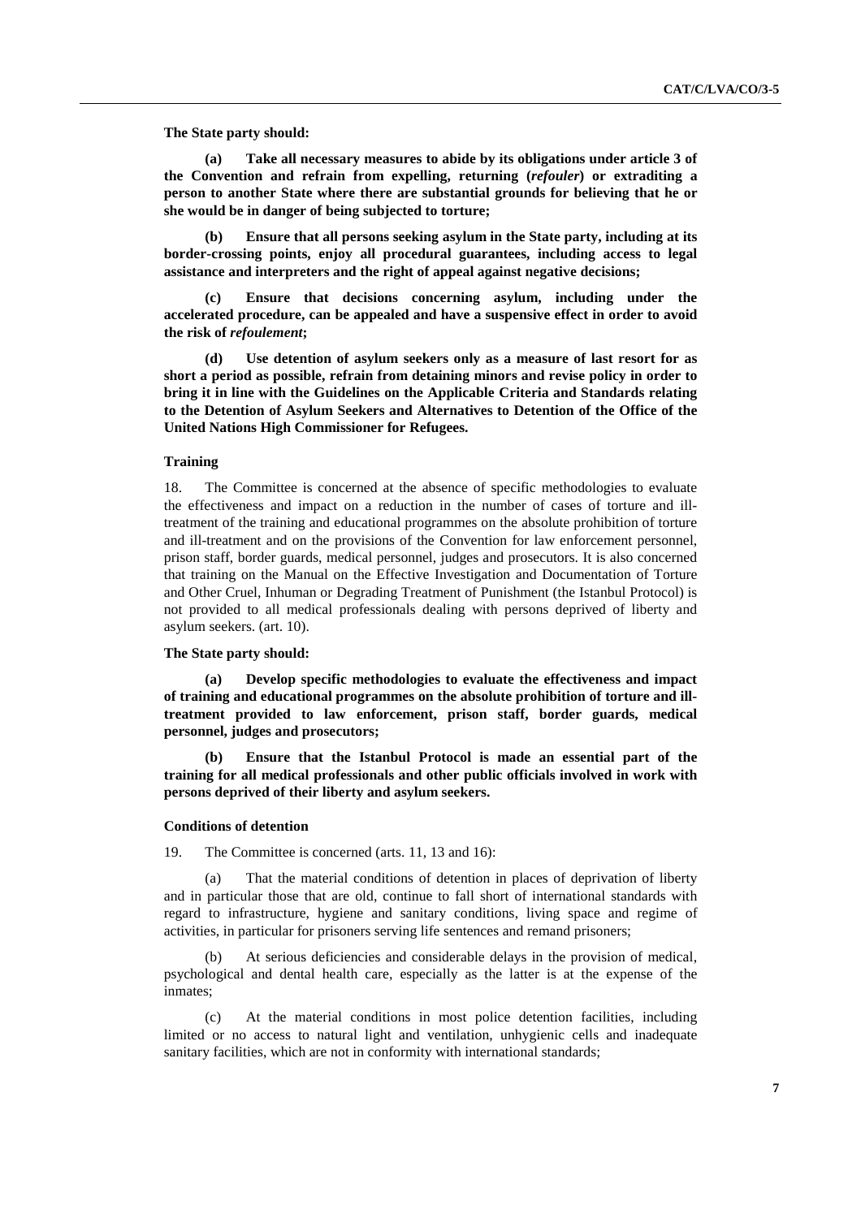**The State party should:**

**(a) Take all necessary measures to abide by its obligations under article 3 of the Convention and refrain from expelling, returning (*refouler*) or extraditing a person to another State where there are substantial grounds for believing that he or she would be in danger of being subjected to torture;**

**(b) Ensure that all persons seeking asylum in the State party, including at its border-crossing points, enjoy all procedural guarantees, including access to legal assistance and interpreters and the right of appeal against negative decisions;**

**(c) Ensure that decisions concerning asylum, including under the accelerated procedure, can be appealed and have a suspensive effect in order to avoid the risk of *refoulement*;**

**(d) Use detention of asylum seekers only as a measure of last resort for as short a period as possible, refrain from detaining minors and revise policy in order to bring it in line with the Guidelines on the Applicable Criteria and Standards relating to the Detention of Asylum Seekers and Alternatives to Detention of the Office of the United Nations High Commissioner for Refugees.**

### Training

18. The Committee is concerned at the absence of specific methodologies to evaluate the effectiveness and impact on a reduction in the number of cases of torture and ill-treatment of the training and educational programmes on the absolute prohibition of torture and ill-treatment and on the provisions of the Convention for law enforcement personnel, prison staff, border guards, medical personnel, judges and prosecutors. It is also concerned that training on the Manual on the Effective Investigation and Documentation of Torture and Other Cruel, Inhuman or Degrading Treatment of Punishment (the Istanbul Protocol) is not provided to all medical professionals dealing with persons deprived of liberty and asylum seekers. (art. 10).

**The State party should:**

**(a) Develop specific methodologies to evaluate the effectiveness and impact of training and educational programmes on the absolute prohibition of torture and ill-treatment provided to law enforcement, prison staff, border guards, medical personnel, judges and prosecutors;**

**(b) Ensure that the Istanbul Protocol is made an essential part of the training for all medical professionals and other public officials involved in work with persons deprived of their liberty and asylum seekers.**

### Conditions of detention

19. The Committee is concerned (arts. 11, 13 and 16):

(a) That the material conditions of detention in places of deprivation of liberty and in particular those that are old, continue to fall short of international standards with regard to infrastructure, hygiene and sanitary conditions, living space and regime of activities, in particular for prisoners serving life sentences and remand prisoners;

(b) At serious deficiencies and considerable delays in the provision of medical, psychological and dental health care, especially as the latter is at the expense of the inmates;

(c) At the material conditions in most police detention facilities, including limited or no access to natural light and ventilation, unhygienic cells and inadequate sanitary facilities, which are not in conformity with international standards;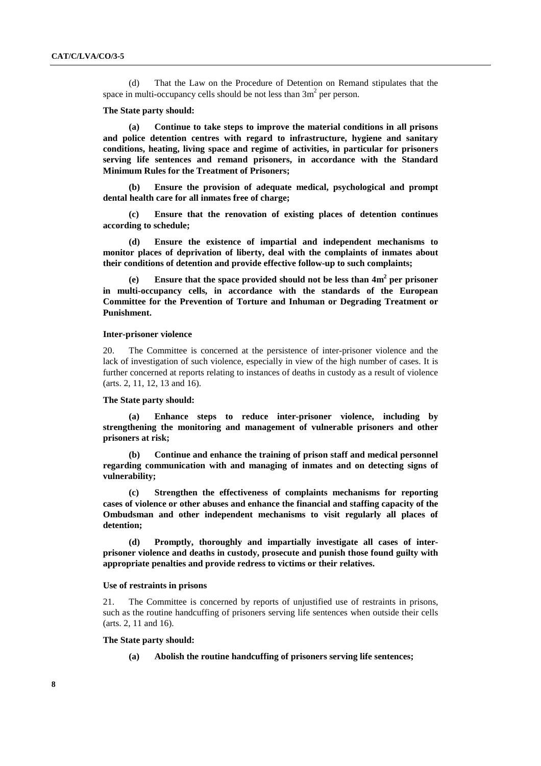(d) That the Law on the Procedure of Detention on Remand stipulates that the space in multi-occupancy cells should be not less than $3m^2$ per person.

**The State party should:**

**(a) Continue to take steps to improve the material conditions in all prisons and police detention centres with regard to infrastructure, hygiene and sanitary conditions, heating, living space and regime of activities, in particular for prisoners serving life sentences and remand prisoners, in accordance with the Standard Minimum Rules for the Treatment of Prisoners;**

**(b) Ensure the provision of adequate medical, psychological and prompt dental health care for all inmates free of charge;**

**(c) Ensure that the renovation of existing places of detention continues according to schedule;**

**(d) Ensure the existence of impartial and independent mechanisms to monitor places of deprivation of liberty, deal with the complaints of inmates about their conditions of detention and provide effective follow-up to such complaints;**

**(e) Ensure that the space provided should not be less than $4m^2$ per prisoner in multi-occupancy cells, in accordance with the standards of the European Committee for the Prevention of Torture and Inhuman or Degrading Treatment or Punishment.**

#### Inter-prisoner violence

20. The Committee is concerned at the persistence of inter-prisoner violence and the lack of investigation of such violence, especially in view of the high number of cases. It is further concerned at reports relating to instances of deaths in custody as a result of violence (arts. 2, 11, 12, 13 and 16).

**The State party should:**

**(a) Enhance steps to reduce inter-prisoner violence, including by strengthening the monitoring and management of vulnerable prisoners and other prisoners at risk;**

**(b) Continue and enhance the training of prison staff and medical personnel regarding communication with and managing of inmates and on detecting signs of vulnerability;**

**(c) Strengthen the effectiveness of complaints mechanisms for reporting cases of violence or other abuses and enhance the financial and staffing capacity of the Ombudsman and other independent mechanisms to visit regularly all places of detention;**

**(d) Promptly, thoroughly and impartially investigate all cases of inter-prisoner violence and deaths in custody, prosecute and punish those found guilty with appropriate penalties and provide redress to victims or their relatives.**

#### Use of restraints in prisons

21. The Committee is concerned by reports of unjustified use of restraints in prisons, such as the routine handcuffing of prisoners serving life sentences when outside their cells (arts. 2, 11 and 16).

**The State party should:**

**(a) Abolish the routine handcuffing of prisoners serving life sentences;**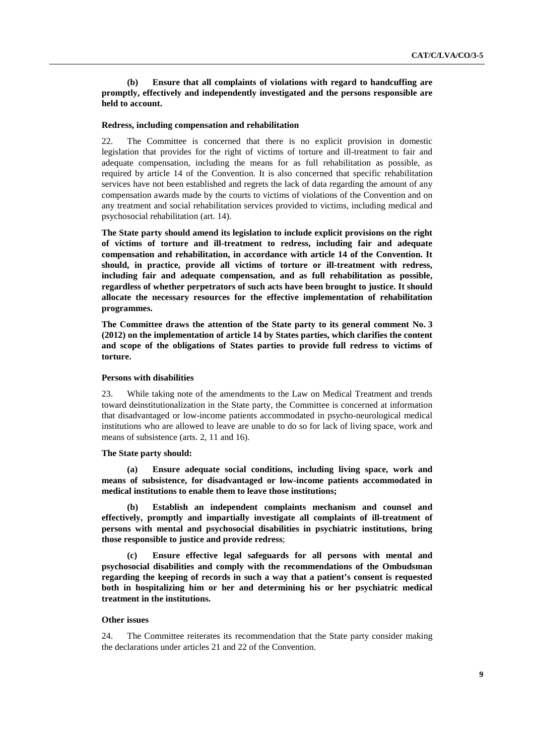**(b) Ensure that all complaints of violations with regard to handcuffing are promptly, effectively and independently investigated and the persons responsible are held to account.**

### Redress, including compensation and rehabilitation

22. The Committee is concerned that there is no explicit provision in domestic legislation that provides for the right of victims of torture and ill-treatment to fair and adequate compensation, including the means for as full rehabilitation as possible, as required by article 14 of the Convention. It is also concerned that specific rehabilitation services have not been established and regrets the lack of data regarding the amount of any compensation awards made by the courts to victims of violations of the Convention and on any treatment and social rehabilitation services provided to victims, including medical and psychosocial rehabilitation (art. 14).

**The State party should amend its legislation to include explicit provisions on the right of victims of torture and ill-treatment to redress, including fair and adequate compensation and rehabilitation, in accordance with article 14 of the Convention. It should, in practice, provide all victims of torture or ill-treatment with redress, including fair and adequate compensation, and as full rehabilitation as possible, regardless of whether perpetrators of such acts have been brought to justice. It should allocate the necessary resources for the effective implementation of rehabilitation programmes.**

**The Committee draws the attention of the State party to its general comment No. 3 (2012) on the implementation of article 14 by States parties, which clarifies the content and scope of the obligations of States parties to provide full redress to victims of torture.**

### Persons with disabilities

23. While taking note of the amendments to the Law on Medical Treatment and trends toward deinstitutionalization in the State party, the Committee is concerned at information that disadvantaged or low-income patients accommodated in psycho-neurological medical institutions who are allowed to leave are unable to do so for lack of living space, work and means of subsistence (arts. 2, 11 and 16).

**The State party should:**

**(a) Ensure adequate social conditions, including living space, work and means of subsistence, for disadvantaged or low-income patients accommodated in medical institutions to enable them to leave those institutions;**

**(b) Establish an independent complaints mechanism and counsel and effectively, promptly and impartially investigate all complaints of ill-treatment of persons with mental and psychosocial disabilities in psychiatric institutions, bring those responsible to justice and provide redress**;

**(c) Ensure effective legal safeguards for all persons with mental and psychosocial disabilities and comply with the recommendations of the Ombudsman regarding the keeping of records in such a way that a patient's consent is requested both in hospitalizing him or her and determining his or her psychiatric medical treatment in the institutions.**

### Other issues

24. The Committee reiterates its recommendation that the State party consider making the declarations under articles 21 and 22 of the Convention.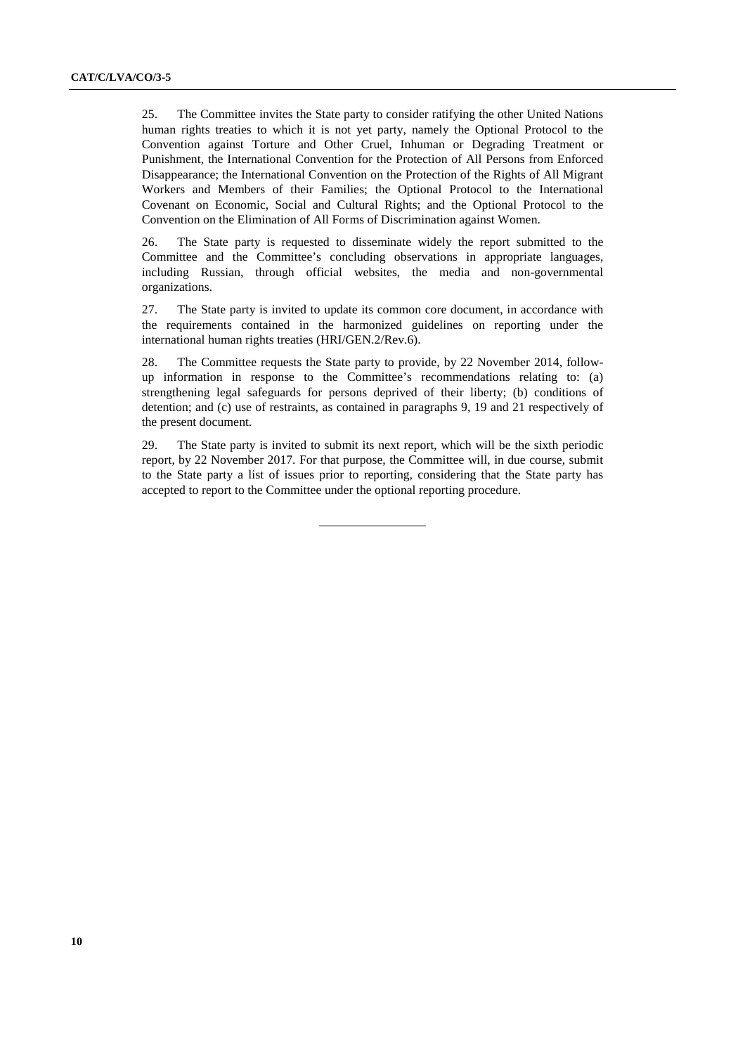25. The Committee invites the State party to consider ratifying the other United Nations human rights treaties to which it is not yet party, namely the Optional Protocol to the Convention against Torture and Other Cruel, Inhuman or Degrading Treatment or Punishment, the International Convention for the Protection of All Persons from Enforced Disappearance; the International Convention on the Protection of the Rights of All Migrant Workers and Members of their Families; the Optional Protocol to the International Covenant on Economic, Social and Cultural Rights; and the Optional Protocol to the Convention on the Elimination of All Forms of Discrimination against Women.

26. The State party is requested to disseminate widely the report submitted to the Committee and the Committee's concluding observations in appropriate languages, including Russian, through official websites, the media and non-governmental organizations.

27. The State party is invited to update its common core document, in accordance with the requirements contained in the harmonized guidelines on reporting under the international human rights treaties (HRI/GEN.2/Rev.6).

28. The Committee requests the State party to provide, by 22 November 2014, follow-up information in response to the Committee's recommendations relating to: (a) strengthening legal safeguards for persons deprived of their liberty; (b) conditions of detention; and (c) use of restraints, as contained in paragraphs 9, 19 and 21 respectively of the present document.

29. The State party is invited to submit its next report, which will be the sixth periodic report, by 22 November 2017. For that purpose, the Committee will, in due course, submit to the State party a list of issues prior to reporting, considering that the State party has accepted to report to the Committee under the optional reporting procedure.